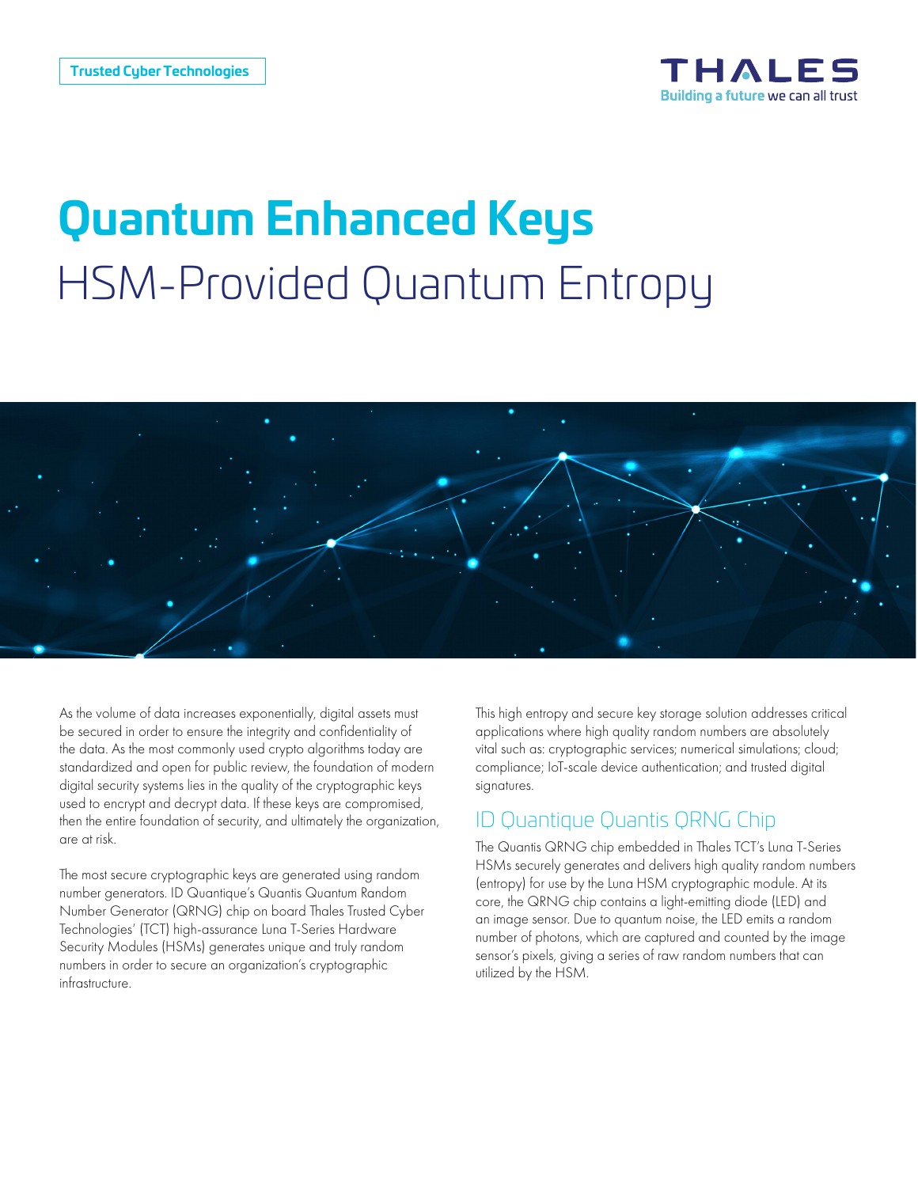Trusted Cyber Technologies

# Quantum Enhanced Keys

## HSM-Provided Quantum Entropy

As the volume of data increases exponentially, digital assets must be secured in order to ensure the integrity and confidentiality of the data. As the most commonly used crypto algorithms today are standardized and open for public review, the foundation of modern digital security systems lies in the quality of the cryptographic keys used to encrypt and decrypt data. If these keys are compromised, then the entire foundation of security, and ultimately the organization, are at risk.

The most secure cryptographic keys are generated using random number generators. ID Quantique's Quantis Quantum Random Number Generator (QRNG) chip on board Thales Trusted Cyber Technologies' (TCT) high-assurance Luna T-Series Hardware Security Modules (HSMs) generates unique and truly random numbers in order to secure an organization's cryptographic infrastructure.

This high entropy and secure key storage solution addresses critical applications where high quality random numbers are absolutely vital such as: cryptographic services; numerical simulations; cloud; compliance; IoT-scale device authentication; and trusted digital signatures.

## ID Quantique Quantis QRNG Chip

The Quantis QRNG chip embedded in Thales TCT's Luna T-Series HSMs securely generates and delivers high quality random numbers (entropy) for use by the Luna HSM cryptographic module. At its core, the QRNG chip contains a light-emitting diode (LED) and an image sensor. Due to quantum noise, the LED emits a random number of photons, which are captured and counted by the image sensor's pixels, giving a series of raw random numbers that can utilized by the HSM.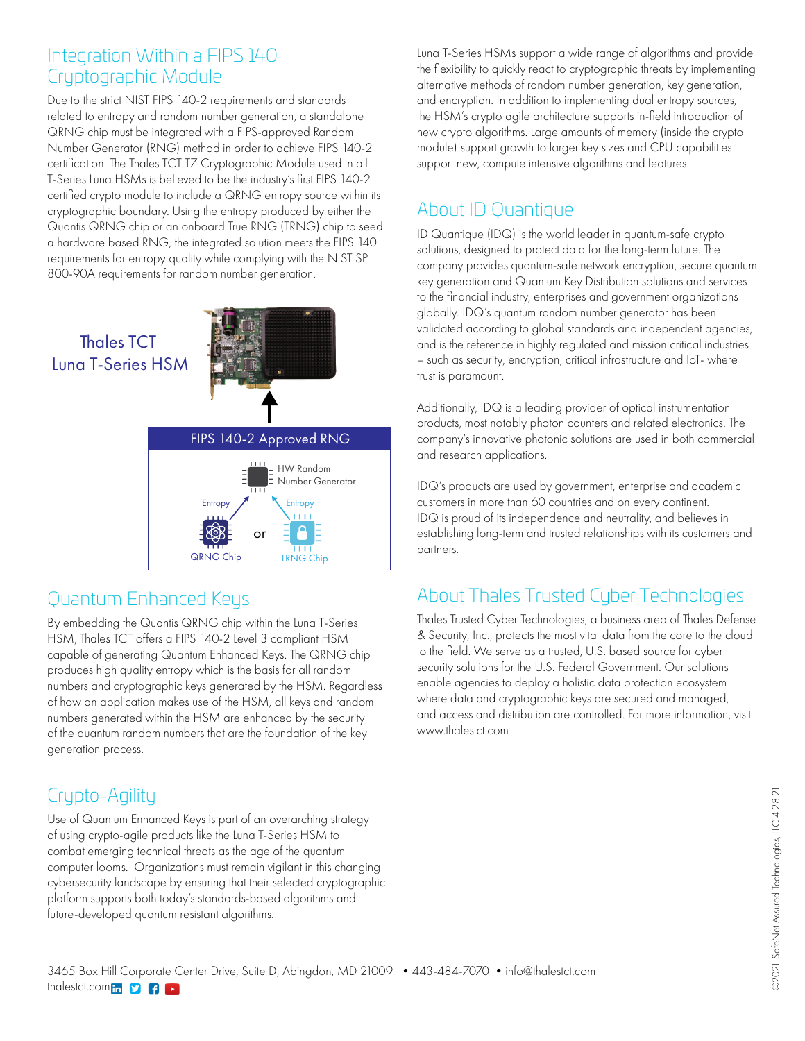## Integration Within a FIPS 140 Cryptographic Module

Due to the strict NIST FIPS 140-2 requirements and standards related to entropy and random number generation, a standalone QRNG chip must be integrated with a FIPS-approved Random Number Generator (RNG) method in order to achieve FIPS 140-2 certification. The Thales TCT T7 Cryptographic Module used in all T-Series Luna HSMs is believed to be the industry's first FIPS 140-2 certified crypto module to include a QRNG entropy source within its cryptographic boundary. Using the entropy produced by either the Quantis QRNG chip or an onboard True RNG (TRNG) chip to seed a hardware based RNG, the integrated solution meets the FIPS 140 requirements for entropy quality while complying with the NIST SP 800-90A requirements for random number generation.

Thales TCT
Luna T-Series HSM

FIPS 140-2 Approved RNG

HW Random Number Generator

Entropy

Entropy

QRNG Chip

or

TRNG Chip

## Quantum Enhanced Keys

By embedding the Quantis QRNG chip within the Luna T-Series HSM, Thales TCT offers a FIPS 140-2 Level 3 compliant HSM capable of generating Quantum Enhanced Keys. The QRNG chip produces high quality entropy which is the basis for all random numbers and cryptographic keys generated by the HSM. Regardless of how an application makes use of the HSM, all keys and random numbers generated within the HSM are enhanced by the security of the quantum random numbers that are the foundation of the key generation process.

## Crypto-Agility

Use of Quantum Enhanced Keys is part of an overarching strategy of using crypto-agile products like the Luna T-Series HSM to combat emerging technical threats as the age of the quantum computer looms. Organizations must remain vigilant in this changing cybersecurity landscape by ensuring that their selected cryptographic platform supports both today's standards-based algorithms and future-developed quantum resistant algorithms.

Luna T-Series HSMs support a wide range of algorithms and provide the flexibility to quickly react to cryptographic threats by implementing alternative methods of random number generation, key generation, and encryption. In addition to implementing dual entropy sources, the HSM's crypto agile architecture supports in-field introduction of new crypto algorithms. Large amounts of memory (inside the crypto module) support growth to larger key sizes and CPU capabilities support new, compute intensive algorithms and features.

## About ID Quantique

ID Quantique (IDQ) is the world leader in quantum-safe crypto solutions, designed to protect data for the long-term future. The company provides quantum-safe network encryption, secure quantum key generation and Quantum Key Distribution solutions and services to the financial industry, enterprises and government organizations globally. IDQ's quantum random number generator has been validated according to global standards and independent agencies, and is the reference in highly regulated and mission critical industries – such as security, encryption, critical infrastructure and IoT- where trust is paramount.

Additionally, IDQ is a leading provider of optical instrumentation products, most notably photon counters and related electronics. The company's innovative photonic solutions are used in both commercial and research applications.

IDQ's products are used by government, enterprise and academic customers in more than 60 countries and on every continent. IDQ is proud of its independence and neutrality, and believes in establishing long-term and trusted relationships with its customers and partners.

## About Thales Trusted Cyber Technologies

Thales Trusted Cyber Technologies, a business area of Thales Defense & Security, Inc., protects the most vital data from the core to the cloud to the field. We serve as a trusted, U.S. based source for cyber security solutions for the U.S. Federal Government. Our solutions enable agencies to deploy a holistic data protection ecosystem where data and cryptographic keys are secured and managed, and access and distribution are controlled. For more information, visit www.thalestct.com

3465 Box Hill Corporate Center Drive, Suite D, Abingdon, MD 21009 • 443-484-7070 • info@thalestct.com
thalestct.com

©2021 SafeNet Assured Technologies, LLC 4.28.21